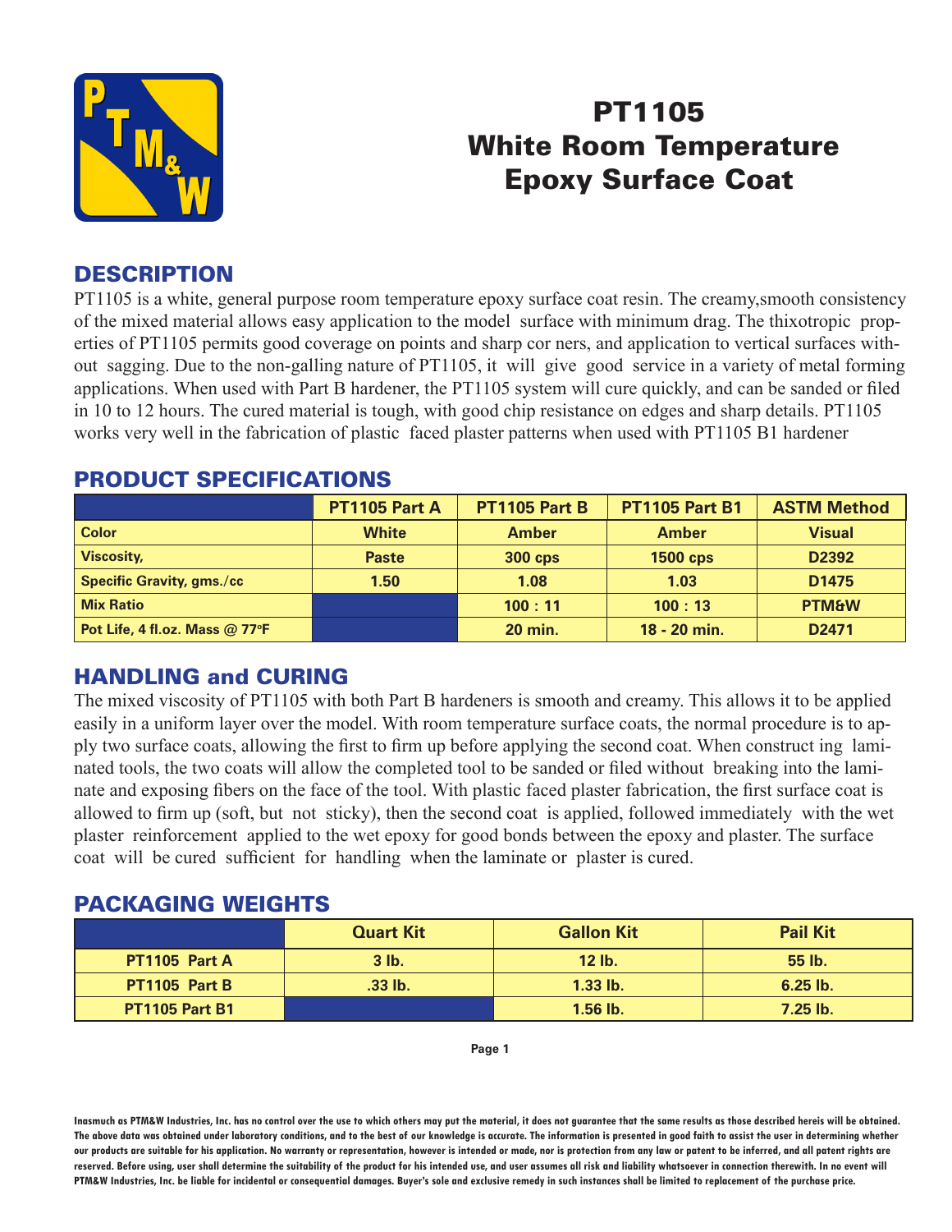# PT1105 White Room Temperature Epoxy Surface Coat

## DESCRIPTION

PT1105 is a white, general purpose room temperature epoxy surface coat resin. The creamy,smooth consistency of the mixed material allows easy application to the model surface with minimum drag. The thixotropic properties of PT1105 permits good coverage on points and sharp cor ners, and application to vertical surfaces without sagging. Due to the non-galling nature of PT1105, it will give good service in a variety of metal forming applications. When used with Part B hardener, the PT1105 system will cure quickly, and can be sanded or filed in 10 to 12 hours. The cured material is tough, with good chip resistance on edges and sharp details. PT1105 works very well in the fabrication of plastic faced plaster patterns when used with PT1105 B1 hardener

## PRODUCT SPECIFICATIONS

| | PT1105 Part A | PT1105 Part B | PT1105 Part B1 | ASTM Method |
|---|---|---|---|---|
| Color | White | Amber | Amber | Visual |
| Viscosity, | Paste | 300 cps | 1500 cps | D2392 |
| Specific Gravity, gms./cc | 1.50 | 1.08 | 1.03 | D1475 |
| Mix Ratio | | 100 : 11 | 100 : 13 | PTM&W |
| Pot Life, 4 fl.oz. Mass @ 77°F | | 20 min. | 18 - 20 min. | D2471 |

## HANDLING and CURING

The mixed viscosity of PT1105 with both Part B hardeners is smooth and creamy. This allows it to be applied easily in a uniform layer over the model. With room temperature surface coats, the normal procedure is to apply two surface coats, allowing the first to firm up before applying the second coat. When construct ing laminated tools, the two coats will allow the completed tool to be sanded or filed without breaking into the laminate and exposing fibers on the face of the tool. With plastic faced plaster fabrication, the first surface coat is allowed to firm up (soft, but not sticky), then the second coat is applied, followed immediately with the wet plaster reinforcement applied to the wet epoxy for good bonds between the epoxy and plaster. The surface coat will be cured sufficient for handling when the laminate or plaster is cured.

## PACKAGING WEIGHTS

| | Quart Kit | Gallon Kit | Pail Kit |
|---|---|---|---|
| PT1105 Part A | 3 lb. | 12 lb. | 55 lb. |
| PT1105 Part B | .33 lb. | 1.33 lb. | 6.25 lb. |
| PT1105 Part B1 | | 1.56 lb. | 7.25 lb. |

Inasmuch as PTM&W Industries, Inc. has no control over the use to which others may put the material, it does not guarantee that the same results as those described hereis will be obtained. The above data was obtained under laboratory conditions, and to the best of our knowledge is accurate. The information is presented in good faith to assist the user in determining whether our products are suitable for his application. No warranty or representation, however is intended or made, nor is protection from any law or patent to be inferred, and all patent rights are reserved. Before using, user shall determine the suitability of the product for his intended use, and user assumes all risk and liability whatsoever in connection therewith. In no event will PTM&W Industries, Inc. be liable for incidental or consequential damages. Buyer's sole and exclusive remedy in such instances shall be limited to replacement of the purchase price.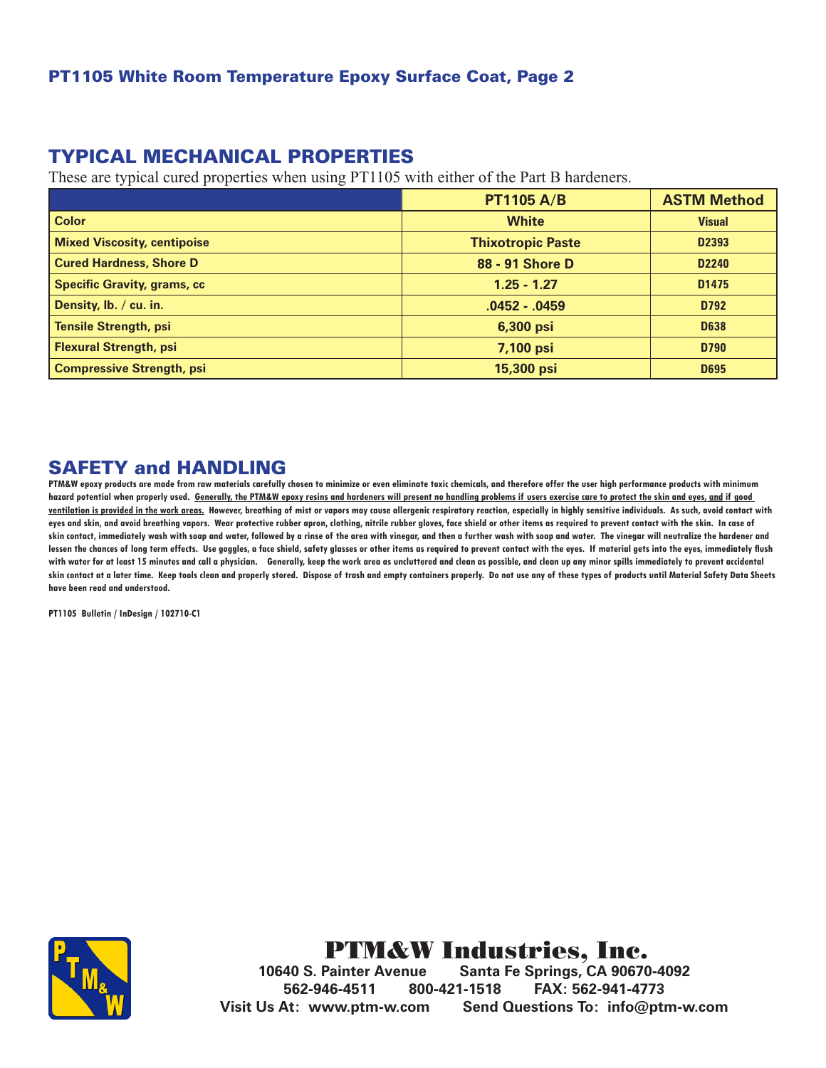## TYPICAL MECHANICAL PROPERTIES

These are typical cured properties when using PT1105 with either of the Part B hardeners.

| | PT1105 A/B | ASTM Method |
|---|---|---|
| Color | White | Visual |
| Mixed Viscosity, centipoise | Thixotropic Paste | D2393 |
| Cured Hardness, Shore D | 88 - 91 Shore D | D2240 |
| Specific Gravity, grams, cc | 1.25 - 1.27 | D1475 |
| Density, lb. / cu. in. | .0452 - .0459 | D792 |
| Tensile Strength, psi | 6,300 psi | D638 |
| Flexural Strength, psi | 7,100 psi | D790 |
| Compressive Strength, psi | 15,300 psi | D695 |

## SAFETY and HANDLING

PTM&W epoxy products are made from raw materials carefully chosen to minimize or even eliminate toxic chemicals, and therefore offer the user high performance products with minimum hazard potential when properly used. Generally, the PTM&W epoxy resins and hardeners will present no handling problems if users exercise care to protect the skin and eyes, and if good ventilation is provided in the work areas. However, breathing of mist or vapors may cause allergenic respiratory reaction, especially in highly sensitive individuals. As such, avoid contact with eyes and skin, and avoid breathing vapors. Wear protective rubber apron, clothing, nitrile rubber gloves, face shield or other items as required to prevent contact with the skin. In case of skin contact, immediately wash with soap and water, followed by a rinse of the area with vinegar, and then a further wash with soap and water. The vinegar will neutralize the hardener and lessen the chances of long term effects. Use goggles, a face shield, safety glasses or other items as required to prevent contact with the eyes. If material gets into the eyes, immediately flush with water for at least 15 minutes and call a physician. Generally, keep the work area as uncluttered and clean as possible, and clean up any minor spills immediately to prevent accidental skin contact at a later time. Keep tools clean and properly stored. Dispose of trash and empty containers properly. Do not use any of these types of products until Material Safety Data Sheets have been read and understood.

PT1105 Bulletin / InDesign / 102710-C1

**PTM&W Industries, Inc.**

10640 S. Painter Avenue Santa Fe Springs, CA 90670-4092

562-946-4511 800-421-1518 FAX: 562-941-4773

Visit Us At: www.ptm-w.com Send Questions To: info@ptm-w.com